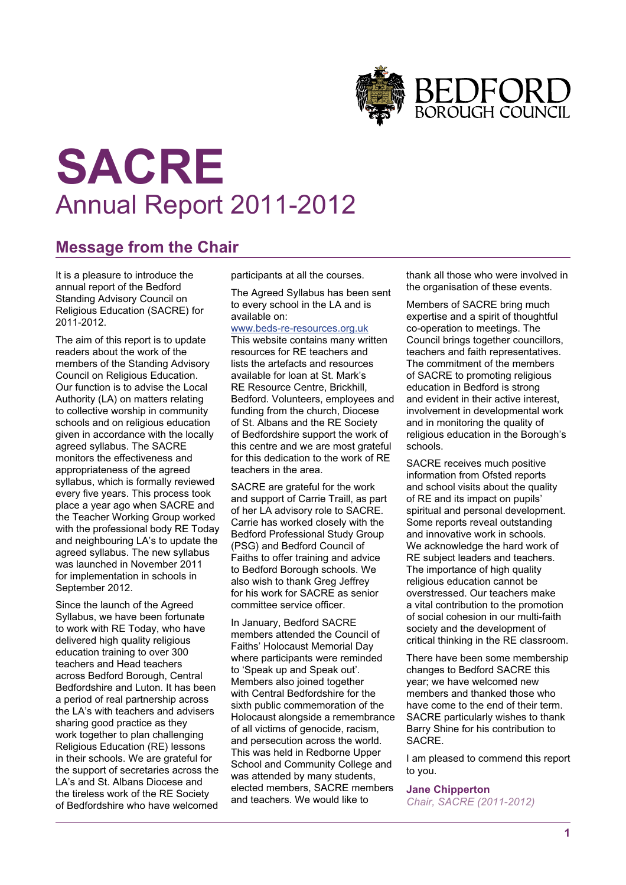# SACRE

## Annual Report 2011-2012

## Message from the Chair

It is a pleasure to introduce the annual report of the Bedford Standing Advisory Council on Religious Education (SACRE) for 2011-2012.

The aim of this report is to update readers about the work of the members of the Standing Advisory Council on Religious Education. Our function is to advise the Local Authority (LA) on matters relating to collective worship in community schools and on religious education given in accordance with the locally agreed syllabus. The SACRE monitors the effectiveness and appropriateness of the agreed syllabus, which is formally reviewed every five years. This process took place a year ago when SACRE and the Teacher Working Group worked with the professional body RE Today and neighbouring LA's to update the agreed syllabus. The new syllabus was launched in November 2011 for implementation in schools in September 2012.

Since the launch of the Agreed Syllabus, we have been fortunate to work with RE Today, who have delivered high quality religious education training to over 300 teachers and Head teachers across Bedford Borough, Central Bedfordshire and Luton. It has been a period of real partnership across the LA's with teachers and advisers sharing good practice as they work together to plan challenging Religious Education (RE) lessons in their schools. We are grateful for the support of secretaries across the LA's and St. Albans Diocese and the tireless work of the RE Society of Bedfordshire who have welcomed participants at all the courses.

The Agreed Syllabus has been sent to every school in the LA and is available on: [www.beds-re-resources.org.uk](http://www.beds-re-resources.org.uk)
This website contains many written resources for RE teachers and lists the artefacts and resources available for loan at St. Mark's RE Resource Centre, Brickhill, Bedford. Volunteers, employees and funding from the church, Diocese of St. Albans and the RE Society of Bedfordshire support the work of this centre and we are most grateful for this dedication to the work of RE teachers in the area.

SACRE are grateful for the work and support of Carrie Traill, as part of her LA advisory role to SACRE. Carrie has worked closely with the Bedford Professional Study Group (PSG) and Bedford Council of Faiths to offer training and advice to Bedford Borough schools. We also wish to thank Greg Jeffrey for his work for SACRE as senior committee service officer.

In January, Bedford SACRE members attended the Council of Faiths' Holocaust Memorial Day where participants were reminded to 'Speak up and Speak out'. Members also joined together with Central Bedfordshire for the sixth public commemoration of the Holocaust alongside a remembrance of all victims of genocide, racism, and persecution across the world. This was held in Redborne Upper School and Community College and was attended by many students, elected members, SACRE members and teachers. We would like to thank all those who were involved in the organisation of these events.

Members of SACRE bring much expertise and a spirit of thoughtful co-operation to meetings. The Council brings together councillors, teachers and faith representatives. The commitment of the members of SACRE to promoting religious education in Bedford is strong and evident in their active interest, involvement in developmental work and in monitoring the quality of religious education in the Borough's schools.

SACRE receives much positive information from Ofsted reports and school visits about the quality of RE and its impact on pupils' spiritual and personal development. Some reports reveal outstanding and innovative work in schools. We acknowledge the hard work of RE subject leaders and teachers. The importance of high quality religious education cannot be overstressed. Our teachers make a vital contribution to the promotion of social cohesion in our multi-faith society and the development of critical thinking in the RE classroom.

There have been some membership changes to Bedford SACRE this year; we have welcomed new members and thanked those who have come to the end of their term. SACRE particularly wishes to thank Barry Shine for his contribution to SACRE.

I am pleased to commend this report to you.

**Jane Chipperton**
*Chair, SACRE (2011-2012)*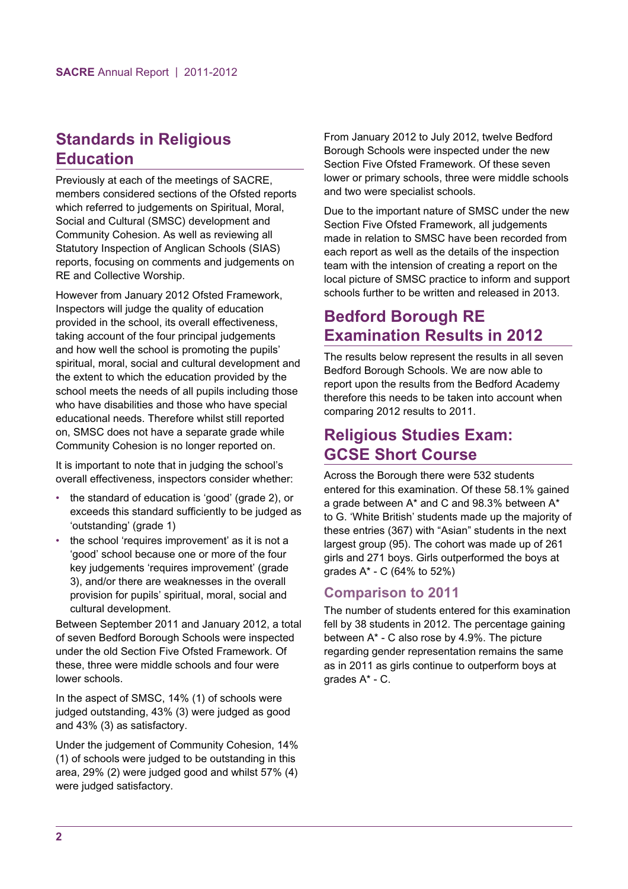## Standards in Religious Education

Previously at each of the meetings of SACRE, members considered sections of the Ofsted reports which referred to judgements on Spiritual, Moral, Social and Cultural (SMSC) development and Community Cohesion. As well as reviewing all Statutory Inspection of Anglican Schools (SIAS) reports, focusing on comments and judgements on RE and Collective Worship.

However from January 2012 Ofsted Framework, Inspectors will judge the quality of education provided in the school, its overall effectiveness, taking account of the four principal judgements and how well the school is promoting the pupils' spiritual, moral, social and cultural development and the extent to which the education provided by the school meets the needs of all pupils including those who have disabilities and those who have special educational needs. Therefore whilst still reported on, SMSC does not have a separate grade while Community Cohesion is no longer reported on.

It is important to note that in judging the school's overall effectiveness, inspectors consider whether:

- the standard of education is 'good' (grade 2), or exceeds this standard sufficiently to be judged as 'outstanding' (grade 1)
- the school 'requires improvement' as it is not a 'good' school because one or more of the four key judgements 'requires improvement' (grade 3), and/or there are weaknesses in the overall provision for pupils' spiritual, moral, social and cultural development.

Between September 2011 and January 2012, a total of seven Bedford Borough Schools were inspected under the old Section Five Ofsted Framework. Of these, three were middle schools and four were lower schools.

In the aspect of SMSC, 14% (1) of schools were judged outstanding, 43% (3) were judged as good and 43% (3) as satisfactory.

Under the judgement of Community Cohesion, 14% (1) of schools were judged to be outstanding in this area, 29% (2) were judged good and whilst 57% (4) were judged satisfactory.

From January 2012 to July 2012, twelve Bedford Borough Schools were inspected under the new Section Five Ofsted Framework. Of these seven lower or primary schools, three were middle schools and two were specialist schools.

Due to the important nature of SMSC under the new Section Five Ofsted Framework, all judgements made in relation to SMSC have been recorded from each report as well as the details of the inspection team with the intension of creating a report on the local picture of SMSC practice to inform and support schools further to be written and released in 2013.

## Bedford Borough RE Examination Results in 2012

The results below represent the results in all seven Bedford Borough Schools. We are now able to report upon the results from the Bedford Academy therefore this needs to be taken into account when comparing 2012 results to 2011.

## Religious Studies Exam: GCSE Short Course

Across the Borough there were 532 students entered for this examination. Of these 58.1% gained a grade between A* and C and 98.3% between A* to G. 'White British' students made up the majority of these entries (367) with "Asian" students in the next largest group (95). The cohort was made up of 261 girls and 271 boys. Girls outperformed the boys at grades A* - C (64% to 52%)

### Comparison to 2011

The number of students entered for this examination fell by 38 students in 2012. The percentage gaining between A* - C also rose by 4.9%. The picture regarding gender representation remains the same as in 2011 as girls continue to outperform boys at grades A* - C.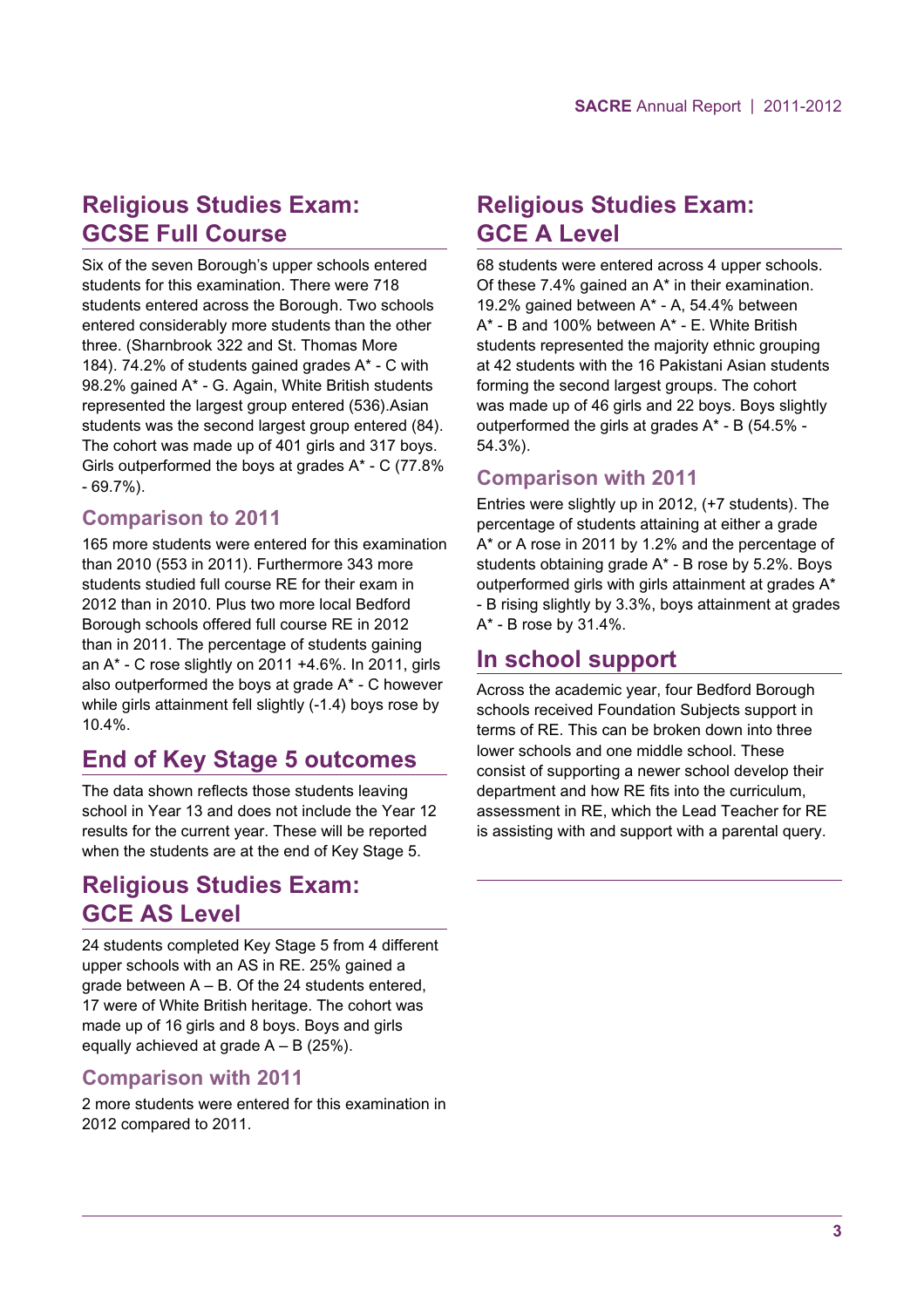## Religious Studies Exam: GCSE Full Course

Six of the seven Borough's upper schools entered students for this examination. There were 718 students entered across the Borough. Two schools entered considerably more students than the other three. (Sharnbrook 322 and St. Thomas More 184). 74.2% of students gained grades A* - C with 98.2% gained A* - G. Again, White British students represented the largest group entered (536).Asian students was the second largest group entered (84). The cohort was made up of 401 girls and 317 boys. Girls outperformed the boys at grades A* - C (77.8% - 69.7%).

### Comparison to 2011

165 more students were entered for this examination than 2010 (553 in 2011). Furthermore 343 more students studied full course RE for their exam in 2012 than in 2010. Plus two more local Bedford Borough schools offered full course RE in 2012 than in 2011. The percentage of students gaining an A* - C rose slightly on 2011 +4.6%. In 2011, girls also outperformed the boys at grade A* - C however while girls attainment fell slightly (-1.4) boys rose by 10.4%.

## End of Key Stage 5 outcomes

The data shown reflects those students leaving school in Year 13 and does not include the Year 12 results for the current year. These will be reported when the students are at the end of Key Stage 5.

## Religious Studies Exam: GCE AS Level

24 students completed Key Stage 5 from 4 different upper schools with an AS in RE. 25% gained a grade between A – B. Of the 24 students entered, 17 were of White British heritage. The cohort was made up of 16 girls and 8 boys. Boys and girls equally achieved at grade A – B (25%).

### Comparison with 2011

2 more students were entered for this examination in 2012 compared to 2011.

## Religious Studies Exam: GCE A Level

68 students were entered across 4 upper schools. Of these 7.4% gained an A* in their examination. 19.2% gained between A* - A, 54.4% between A* - B and 100% between A* - E. White British students represented the majority ethnic grouping at 42 students with the 16 Pakistani Asian students forming the second largest groups. The cohort was made up of 46 girls and 22 boys. Boys slightly outperformed the girls at grades A* - B (54.5% - 54.3%).

### Comparison with 2011

Entries were slightly up in 2012, (+7 students). The percentage of students attaining at either a grade A* or A rose in 2011 by 1.2% and the percentage of students obtaining grade A* - B rose by 5.2%. Boys outperformed girls with girls attainment at grades A* - B rising slightly by 3.3%, boys attainment at grades A* - B rose by 31.4%.

## In school support

Across the academic year, four Bedford Borough schools received Foundation Subjects support in terms of RE. This can be broken down into three lower schools and one middle school. These consist of supporting a newer school develop their department and how RE fits into the curriculum, assessment in RE, which the Lead Teacher for RE is assisting with and support with a parental query.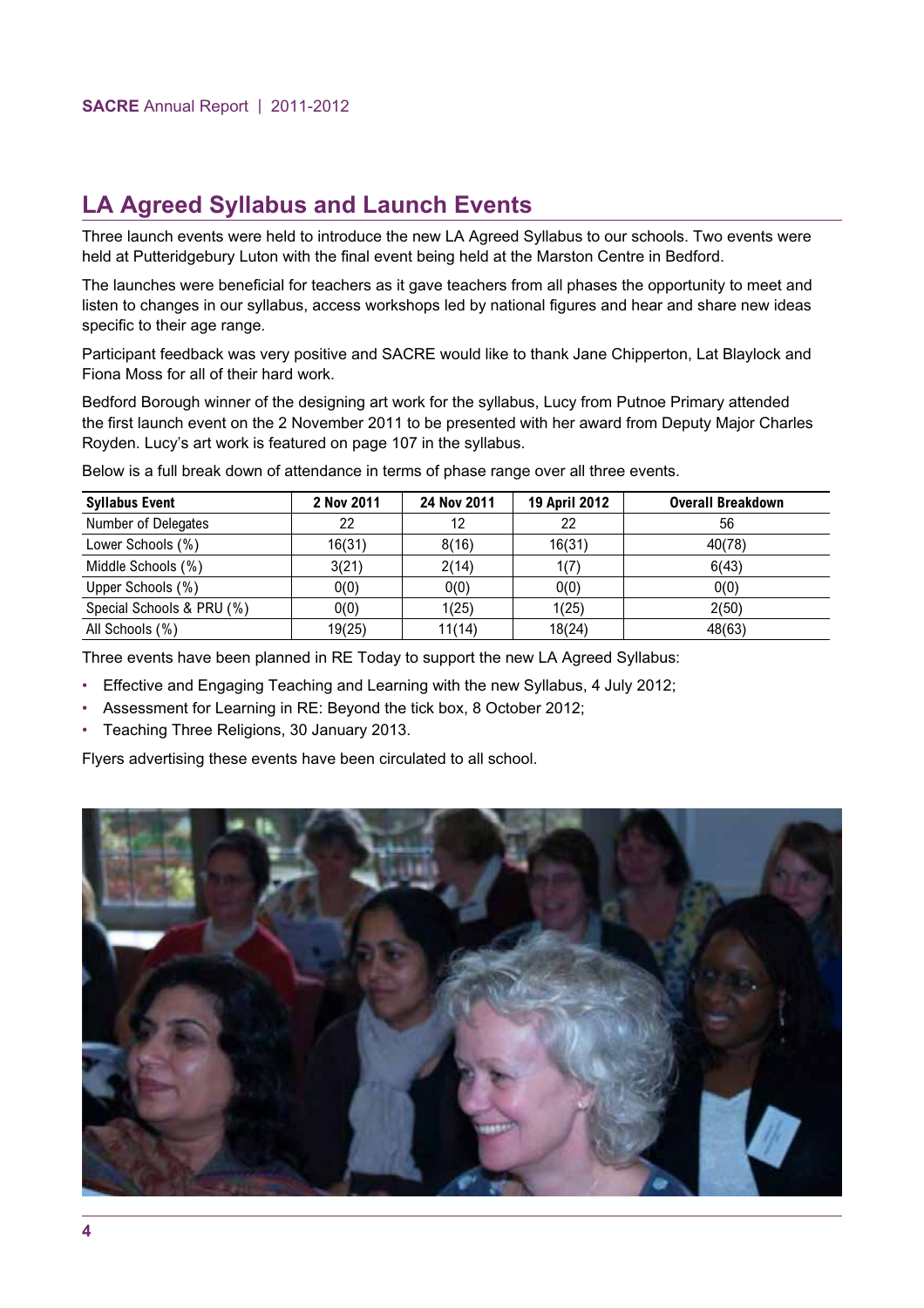## LA Agreed Syllabus and Launch Events

Three launch events were held to introduce the new LA Agreed Syllabus to our schools. Two events were held at Putteridgebury Luton with the final event being held at the Marston Centre in Bedford.

The launches were beneficial for teachers as it gave teachers from all phases the opportunity to meet and listen to changes in our syllabus, access workshops led by national figures and hear and share new ideas specific to their age range.

Participant feedback was very positive and SACRE would like to thank Jane Chipperton, Lat Blaylock and Fiona Moss for all of their hard work.

Bedford Borough winner of the designing art work for the syllabus, Lucy from Putnoe Primary attended the first launch event on the 2 November 2011 to be presented with her award from Deputy Major Charles Royden. Lucy's art work is featured on page 107 in the syllabus.

Below is a full break down of attendance in terms of phase range over all three events.

| Syllabus Event | 2 Nov 2011 | 24 Nov 2011 | 19 April 2012 | Overall Breakdown |
|---|---|---|---|---|
| Number of Delegates | 22 | 12 | 22 | 56 |
| Lower Schools (%) | 16(31) | 8(16) | 16(31) | 40(78) |
| Middle Schools (%) | 3(21) | 2(14) | 1(7) | 6(43) |
| Upper Schools (%) | 0(0) | 0(0) | 0(0) | 0(0) |
| Special Schools & PRU (%) | 0(0) | 1(25) | 1(25) | 2(50) |
| All Schools (%) | 19(25) | 11(14) | 18(24) | 48(63) |

Three events have been planned in RE Today to support the new LA Agreed Syllabus:

- Effective and Engaging Teaching and Learning with the new Syllabus, 4 July 2012;
- Assessment for Learning in RE: Beyond the tick box, 8 October 2012;
- Teaching Three Religions, 30 January 2013.

Flyers advertising these events have been circulated to all school.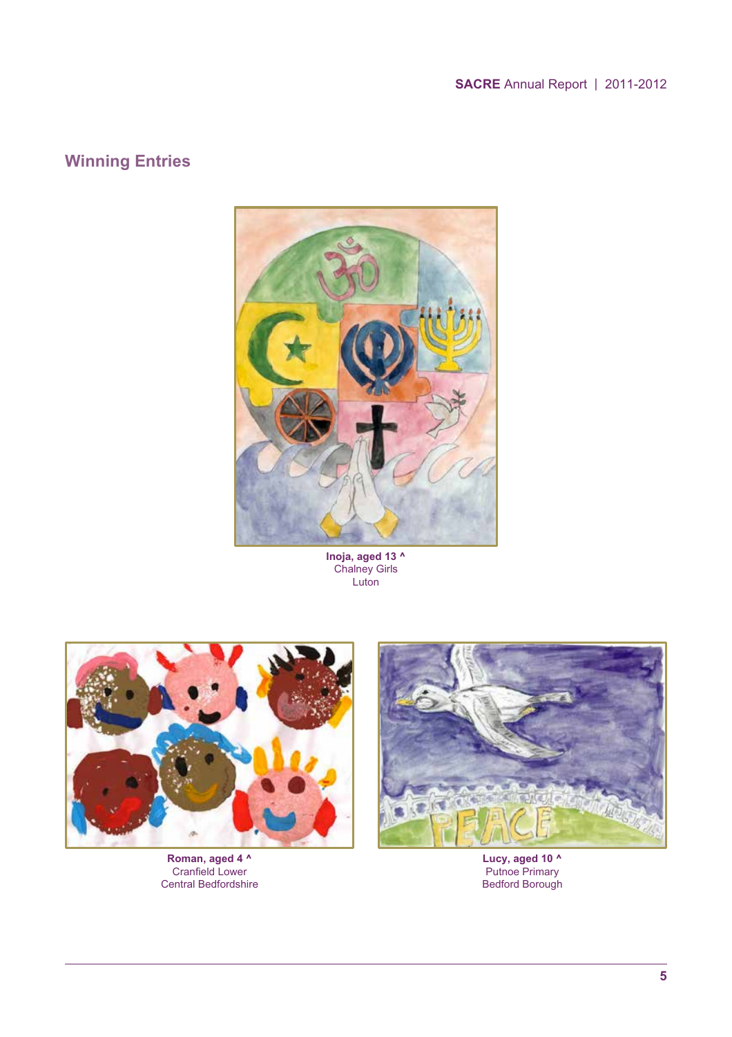## Winning Entries

**Inoja, aged 13 ^**
Chalney Girls
Luton

**Roman, aged 4 ^**
Cranfield Lower
Central Bedfordshire

**Lucy, aged 10 ^**
Putnoe Primary
Bedford Borough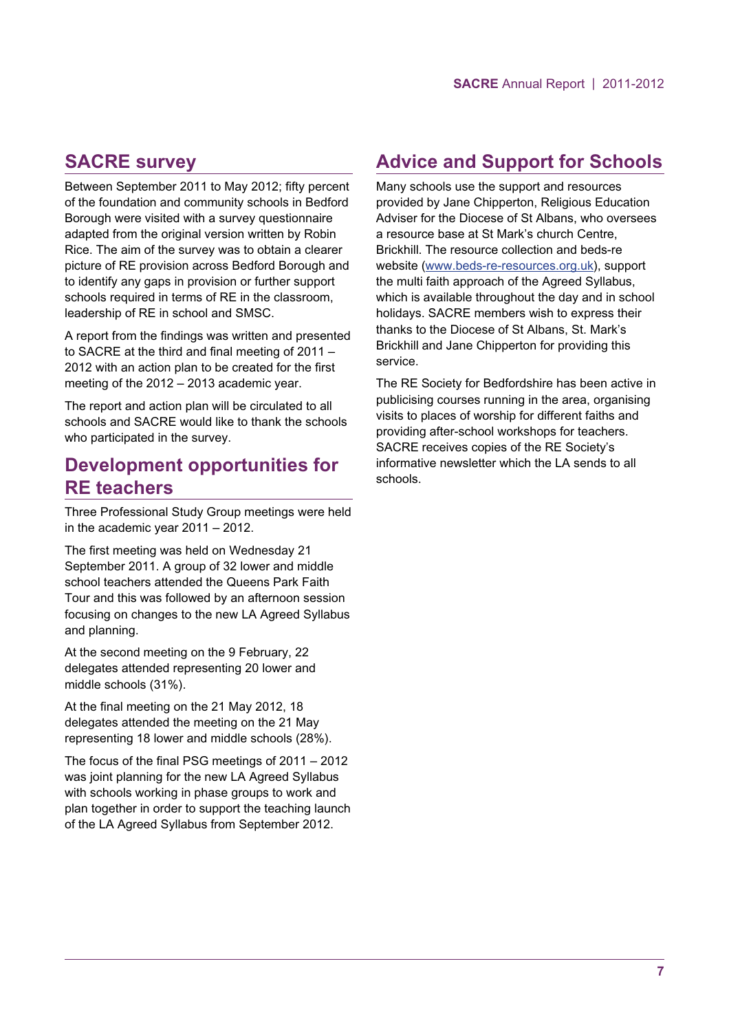## SACRE survey

Between September 2011 to May 2012; fifty percent of the foundation and community schools in Bedford Borough were visited with a survey questionnaire adapted from the original version written by Robin Rice. The aim of the survey was to obtain a clearer picture of RE provision across Bedford Borough and to identify any gaps in provision or further support schools required in terms of RE in the classroom, leadership of RE in school and SMSC.

A report from the findings was written and presented to SACRE at the third and final meeting of 2011 – 2012 with an action plan to be created for the first meeting of the 2012 – 2013 academic year.

The report and action plan will be circulated to all schools and SACRE would like to thank the schools who participated in the survey.

## Development opportunities for RE teachers

Three Professional Study Group meetings were held in the academic year 2011 – 2012.

The first meeting was held on Wednesday 21 September 2011. A group of 32 lower and middle school teachers attended the Queens Park Faith Tour and this was followed by an afternoon session focusing on changes to the new LA Agreed Syllabus and planning.

At the second meeting on the 9 February, 22 delegates attended representing 20 lower and middle schools (31%).

At the final meeting on the 21 May 2012, 18 delegates attended the meeting on the 21 May representing 18 lower and middle schools (28%).

The focus of the final PSG meetings of 2011 – 2012 was joint planning for the new LA Agreed Syllabus with schools working in phase groups to work and plan together in order to support the teaching launch of the LA Agreed Syllabus from September 2012.

## Advice and Support for Schools

Many schools use the support and resources provided by Jane Chipperton, Religious Education Adviser for the Diocese of St Albans, who oversees a resource base at St Mark's church Centre, Brickhill. The resource collection and beds-re website (www.beds-re-resources.org.uk), support the multi faith approach of the Agreed Syllabus, which is available throughout the day and in school holidays. SACRE members wish to express their thanks to the Diocese of St Albans, St. Mark's Brickhill and Jane Chipperton for providing this service.

The RE Society for Bedfordshire has been active in publicising courses running in the area, organising visits to places of worship for different faiths and providing after-school workshops for teachers. SACRE receives copies of the RE Society's informative newsletter which the LA sends to all schools.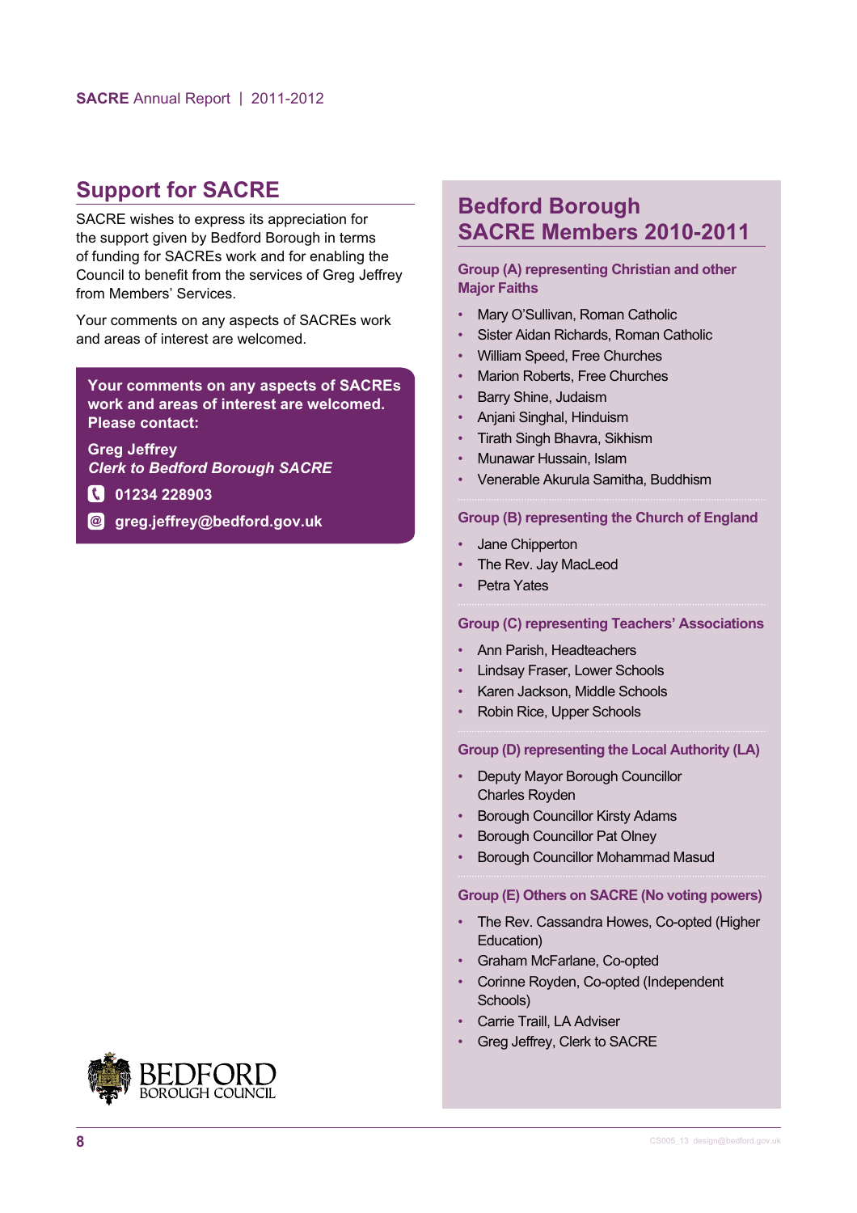## Support for SACRE

SACRE wishes to express its appreciation for the support given by Bedford Borough in terms of funding for SACREs work and for enabling the Council to benefit from the services of Greg Jeffrey from Members' Services.

Your comments on any aspects of SACREs work and areas of interest are welcomed.

**Your comments on any aspects of SACREs work and areas of interest are welcomed. Please contact:**

**Greg Jeffrey**
***Clerk to Bedford Borough SACRE***

**01234 228903**

**greg.jeffrey@bedford.gov.uk**

BEDFORD BOROUGH COUNCIL

## Bedford Borough SACRE Members 2010-2011

### Group (A) representing Christian and other Major Faiths

- Mary O'Sullivan, Roman Catholic
- Sister Aidan Richards, Roman Catholic
- William Speed, Free Churches
- Marion Roberts, Free Churches
- Barry Shine, Judaism
- Anjani Singhal, Hinduism
- Tirath Singh Bhavra, Sikhism
- Munawar Hussain, Islam
- Venerable Akurula Samitha, Buddhism

### Group (B) representing the Church of England

- Jane Chipperton
- The Rev. Jay MacLeod
- Petra Yates

### Group (C) representing Teachers' Associations

- Ann Parish, Headteachers
- Lindsay Fraser, Lower Schools
- Karen Jackson, Middle Schools
- Robin Rice, Upper Schools

### Group (D) representing the Local Authority (LA)

- Deputy Mayor Borough Councillor Charles Royden
- Borough Councillor Kirsty Adams
- Borough Councillor Pat Olney
- Borough Councillor Mohammad Masud

### Group (E) Others on SACRE (No voting powers)

- The Rev. Cassandra Howes, Co-opted (Higher Education)
- Graham McFarlane, Co-opted
- Corinne Royden, Co-opted (Independent Schools)
- Carrie Traill, LA Adviser
- Greg Jeffrey, Clerk to SACRE

CS005_13 design@bedford.gov.uk